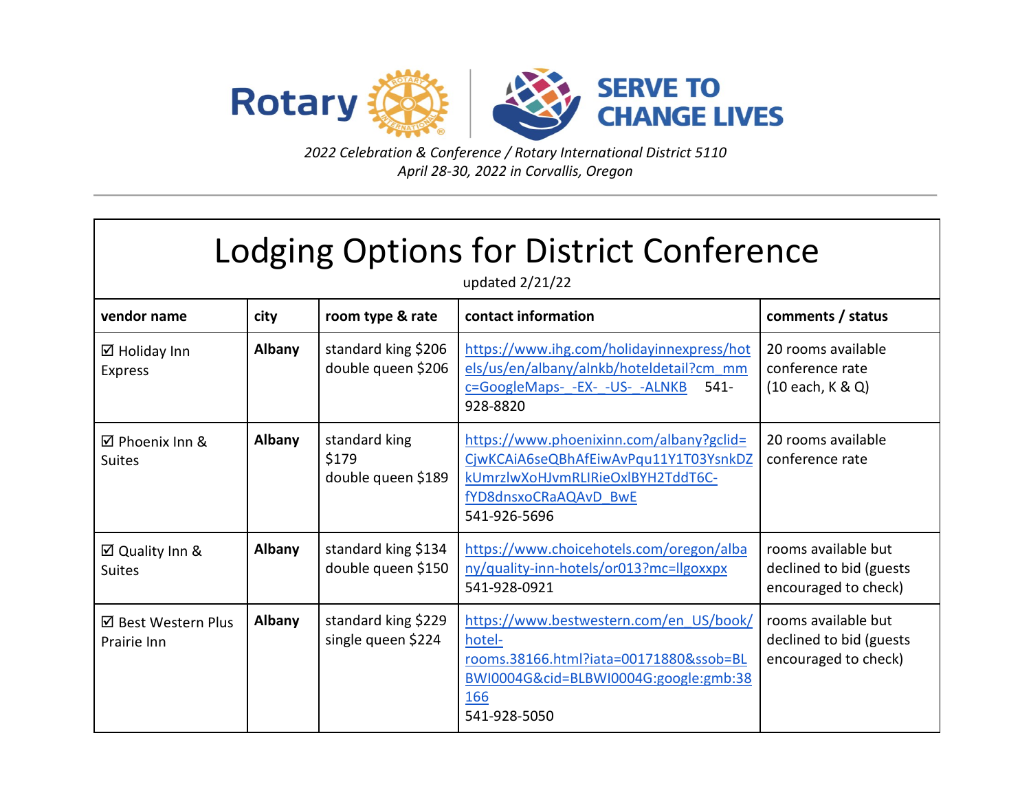Rotary SERVE TO CHANGE LIVES

*2022 Celebration & Conference / Rotary International District 5110*
*April 28-30, 2022 in Corvallis, Oregon*

# Lodging Options for District Conference

updated 2/21/22

| vendor name | city | room type & rate | contact information | comments / status |
|---|---|---|---|---|
| ☑ Holiday Inn Express | **Albany** | standard king $206<br>double queen $206 | https://www.ihg.com/holidayinnexpress/hotels/us/en/albany/alnkb/hoteldetail?cm_mmc=GoogleMaps-_-EX-_-US-_-ALNKB 541-928-8820 | 20 rooms available conference rate (10 each, K & Q) |
| ☑ Phoenix Inn & Suites | **Albany** | standard king $179<br>double queen $189 | https://www.phoenixinn.com/albany?gclid=CjwKCAiA6seQBhAfEiwAvPqu11Y1T03YsnkDZkUmrzlwXoHJvmRLIRieOxlBYH2TddT6C-fYD8dnsxoCRaAQAvD_BwE<br>541-926-5696 | 20 rooms available conference rate |
| ☑ Quality Inn & Suites | **Albany** | standard king $134<br>double queen $150 | https://www.choicehotels.com/oregon/albany/quality-inn-hotels/or013?mc=llgoxxpx<br>541-928-0921 | rooms available but declined to bid (guests encouraged to check) |
| ☑ Best Western Plus Prairie Inn | **Albany** | standard king $229<br>single queen $224 | https://www.bestwestern.com/en_US/book/hotel-rooms.38166.html?iata=00171880&ssob=BLBWI0004G&cid=BLBWI0004G:google:gmb:38166<br>541-928-5050 | rooms available but declined to bid (guests encouraged to check) |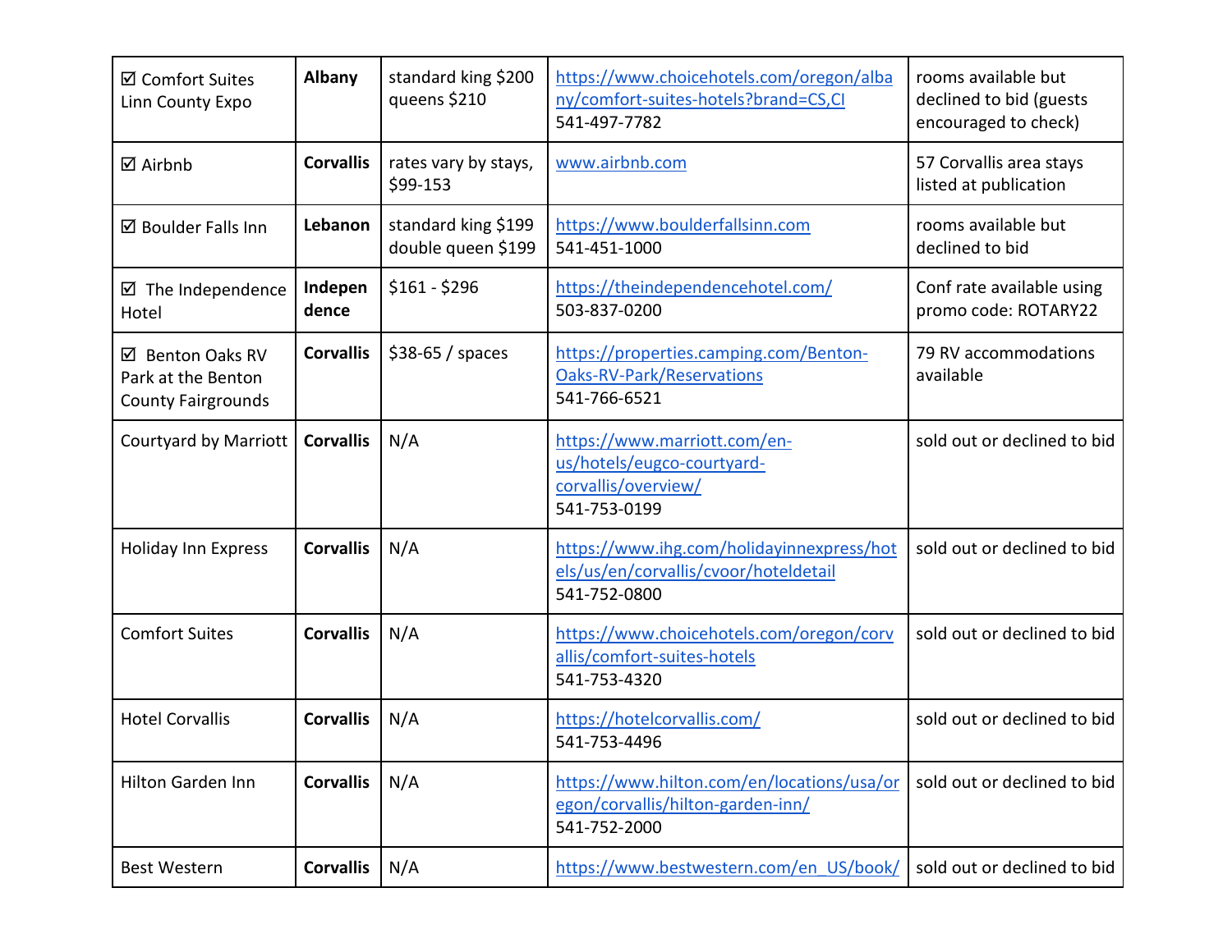| ☑ Comfort Suites Linn County Expo | **Albany** | standard king $200 queens $210 | https://www.choicehotels.com/oregon/albany/comfort-suites-hotels?brand=CS,CI 541-497-7782 | rooms available but declined to bid (guests encouraged to check) |
|---|---|---|---|---|
| ☑ Airbnb | **Corvallis** | rates vary by stays, $99-153 | www.airbnb.com | 57 Corvallis area stays listed at publication |
| ☑ Boulder Falls Inn | **Lebanon** | standard king $199 double queen $199 | https://www.boulderfallsinn.com 541-451-1000 | rooms available but declined to bid |
| ☑ The Independence Hotel | **Independence** | $161 - $296 | https://theindependencehotel.com/ 503-837-0200 | Conf rate available using promo code: ROTARY22 |
| ☑ Benton Oaks RV Park at the Benton County Fairgrounds | **Corvallis** | $38-65 / spaces | https://properties.camping.com/Benton-Oaks-RV-Park/Reservations 541-766-6521 | 79 RV accommodations available |
| Courtyard by Marriott | **Corvallis** | N/A | https://www.marriott.com/en-us/hotels/eugco-courtyard-corvallis/overview/ 541-753-0199 | sold out or declined to bid |
| Holiday Inn Express | **Corvallis** | N/A | https://www.ihg.com/holidayinnexpress/hotels/us/en/corvallis/cvoor/hoteldetail 541-752-0800 | sold out or declined to bid |
| Comfort Suites | **Corvallis** | N/A | https://www.choicehotels.com/oregon/corvallis/comfort-suites-hotels 541-753-4320 | sold out or declined to bid |
| Hotel Corvallis | **Corvallis** | N/A | https://hotelcorvallis.com/ 541-753-4496 | sold out or declined to bid |
| Hilton Garden Inn | **Corvallis** | N/A | https://www.hilton.com/en/locations/usa/oregon/corvallis/hilton-garden-inn/ 541-752-2000 | sold out or declined to bid |
| Best Western | **Corvallis** | N/A | https://www.bestwestern.com/en_US/book/ | sold out or declined to bid |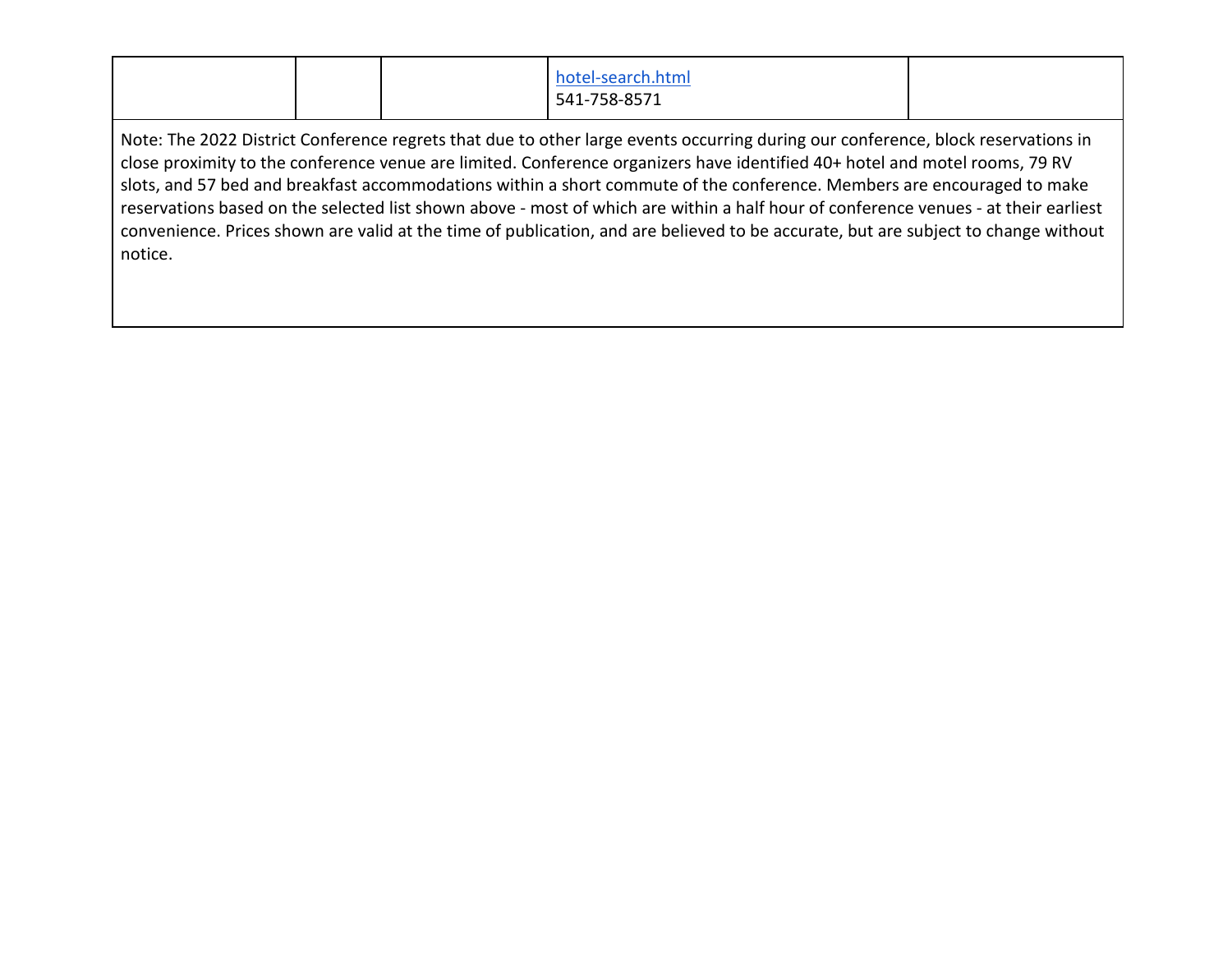| | | | | |
|---|---|---|---|---|
| | | | hotel-search.html<br>541-758-8571 | |

Note: The 2022 District Conference regrets that due to other large events occurring during our conference, block reservations in close proximity to the conference venue are limited. Conference organizers have identified 40+ hotel and motel rooms, 79 RV slots, and 57 bed and breakfast accommodations within a short commute of the conference. Members are encouraged to make reservations based on the selected list shown above - most of which are within a half hour of conference venues - at their earliest convenience. Prices shown are valid at the time of publication, and are believed to be accurate, but are subject to change without notice.